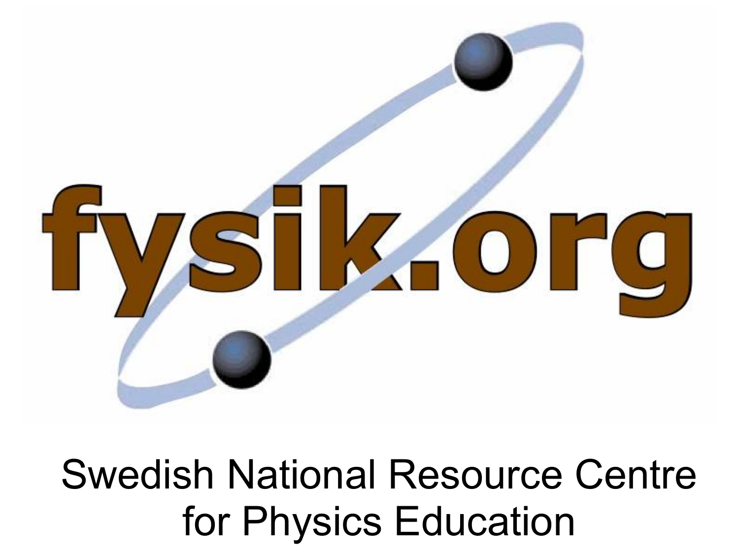# fysik.org

Swedish National Resource Centre for Physics Education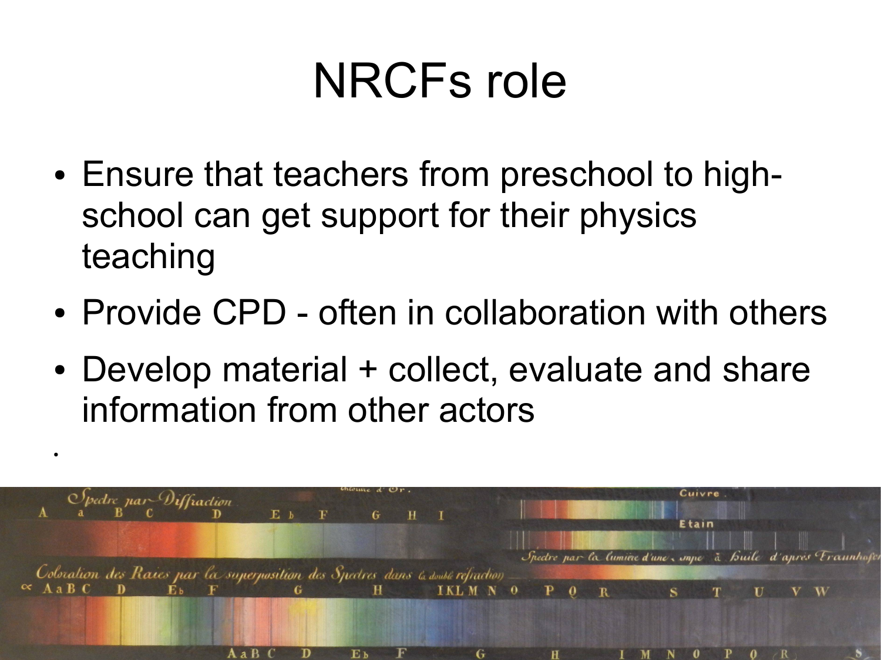# NRCFs role

- Ensure that teachers from preschool to high-school can get support for their physics teaching
- Provide CPD - often in collaboration with others
- Develop material + collect, evaluate and share information from other actors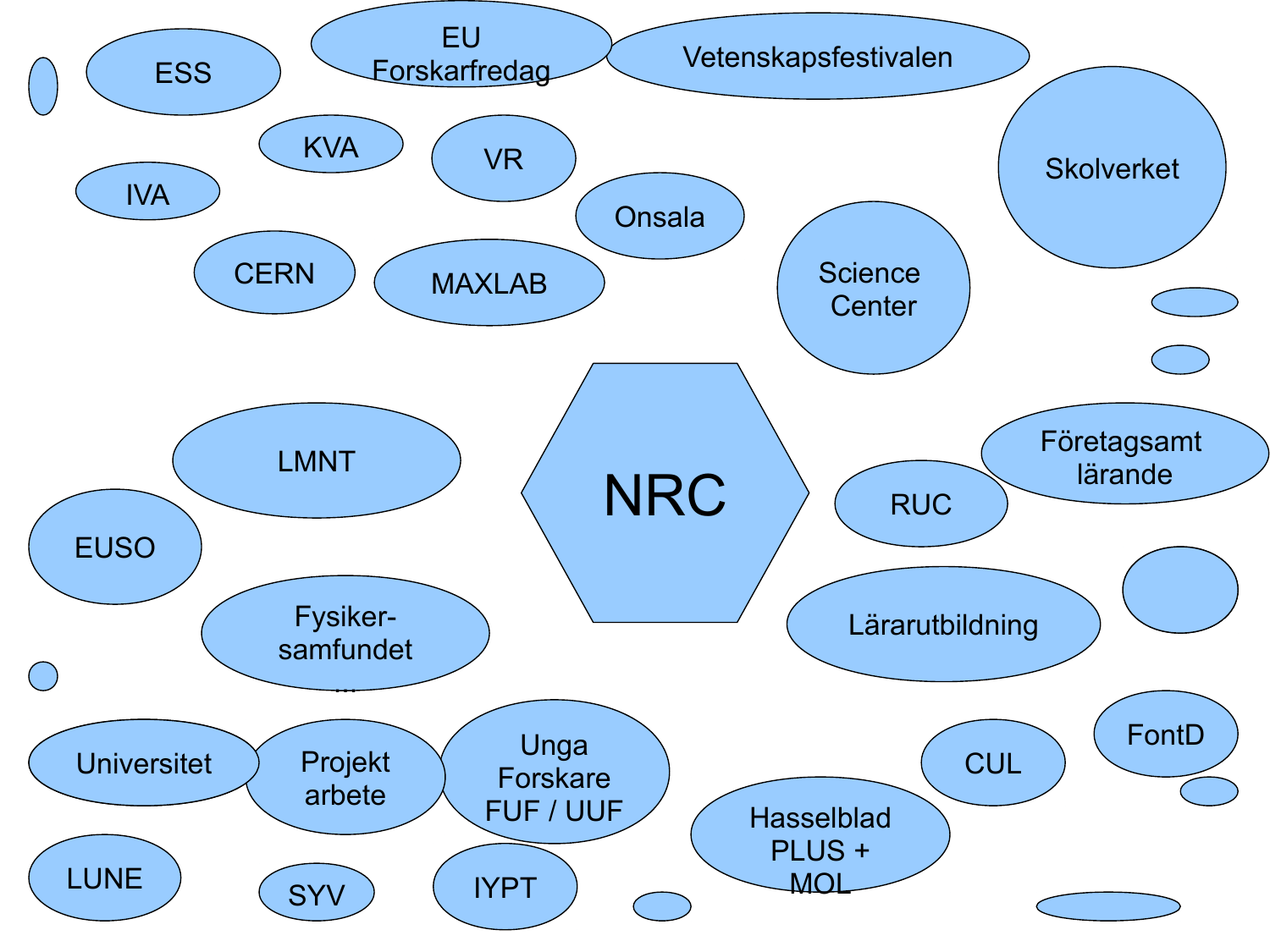# NRC

- ESS
- EU Forskarfredag
- Vetenskapsfestivalen
- KVA
- VR
- IVA
- Onsala
- Skolverket
- CERN
- MAXLAB
- Science Center
- LMNT
- Företagsamt lärande
- EUSO
- RUC
- Lärarutbildning
- Fysiker-samfundet
- FontD
- Universitet
- Projekt arbete
- Unga Forskare FUF / UUF
- CUL
- Hasselblad PLUS + MOL
- LUNE
- SYV
- IYPT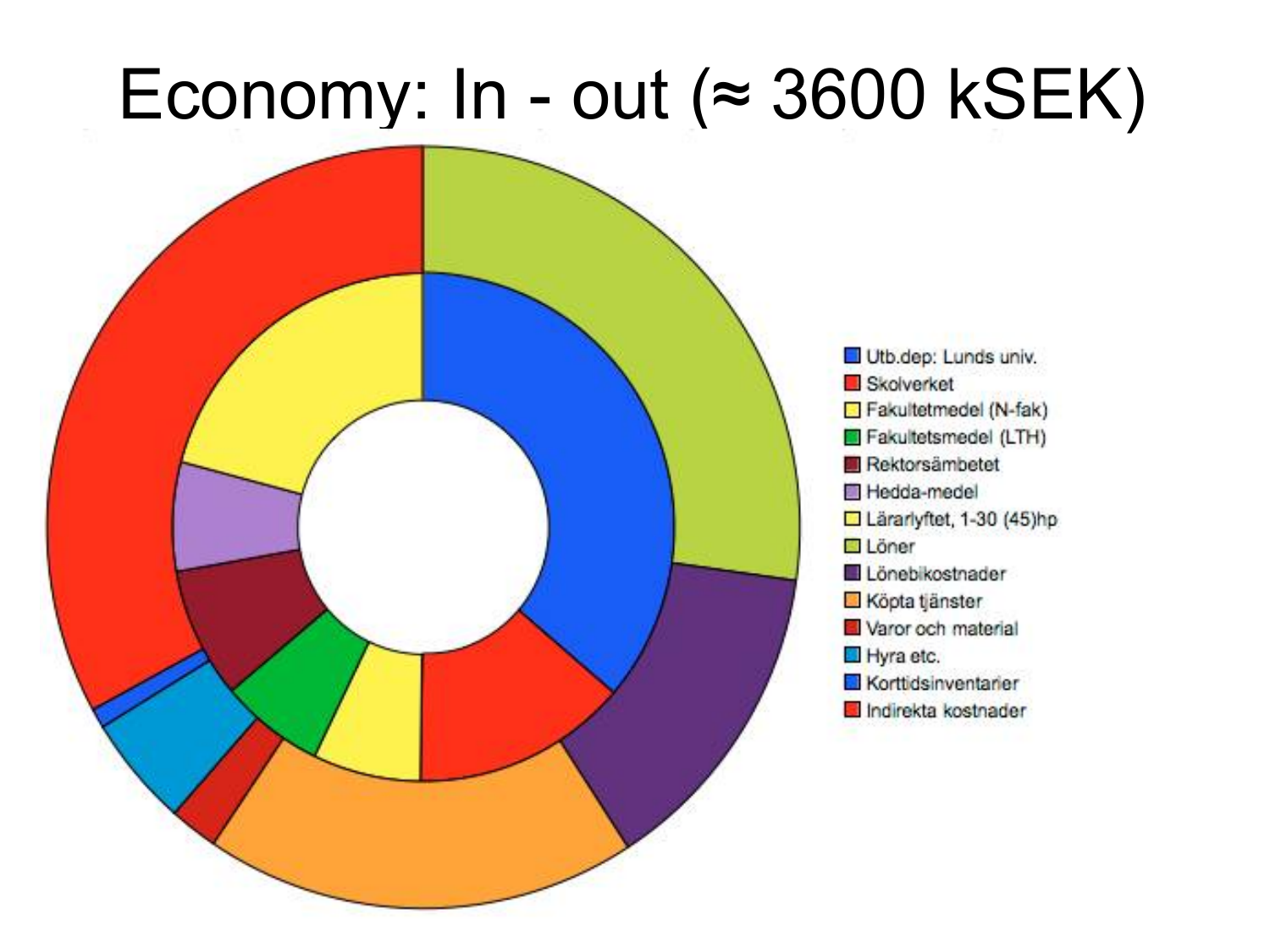# Economy: In - out (≈ 3600 kSEK)

- Utb.dep: Lunds univ.
- Skolverket
- Fakultetmedel (N-fak)
- Fakultetsmedel (LTH)
- Rektorsämbetet
- Hedda-medel
- Lärarlyftet, 1-30 (45)hp
- Löner
- Lönebikostnader
- Köpta tjänster
- Varor och material
- Hyra etc.
- Korttidsinventarier
- Indirekta kostnader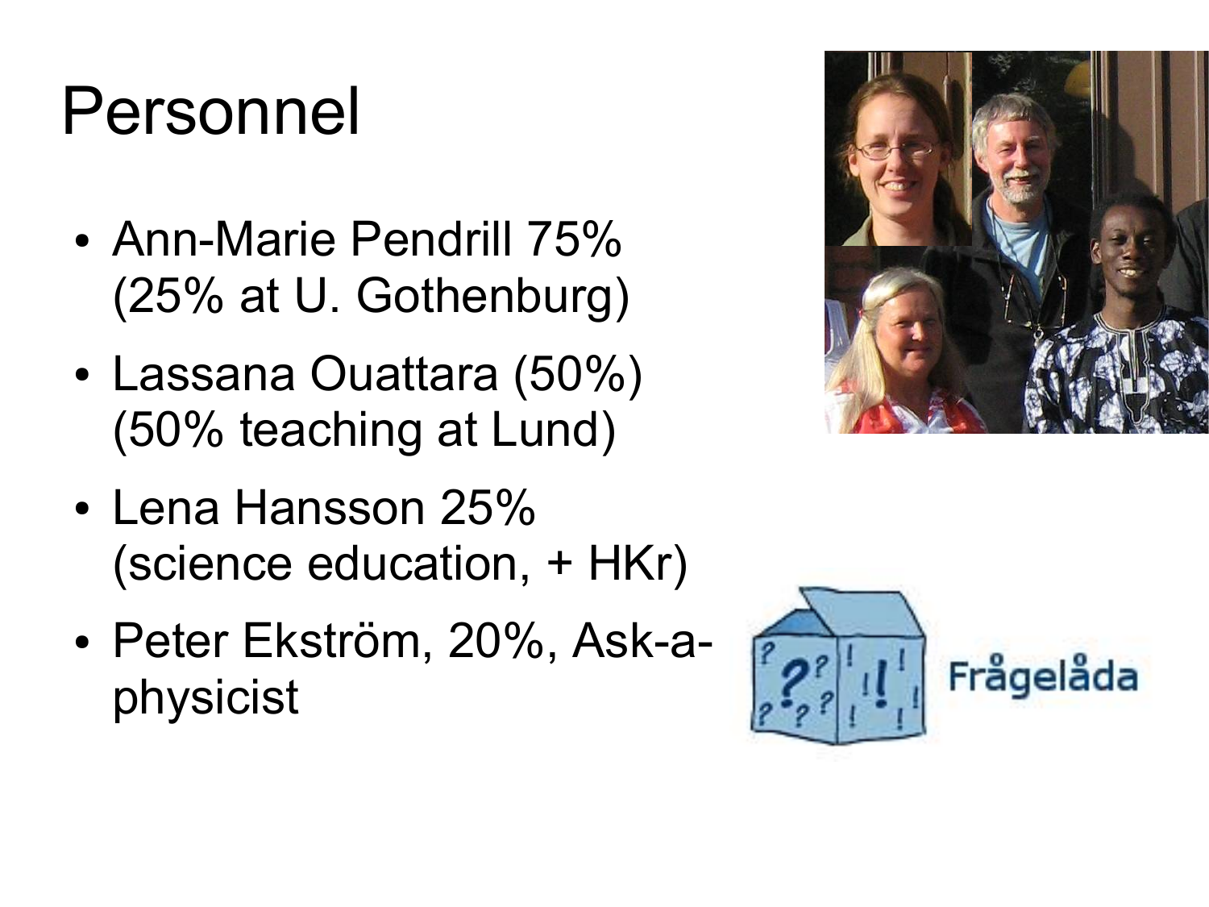# Personnel

- Ann-Marie Pendrill 75% (25% at U. Gothenburg)
- Lassana Ouattara (50%) (50% teaching at Lund)
- Lena Hansson 25% (science education, + HKr)
- Peter Ekström, 20%, Ask-a-physicist

Frågelåda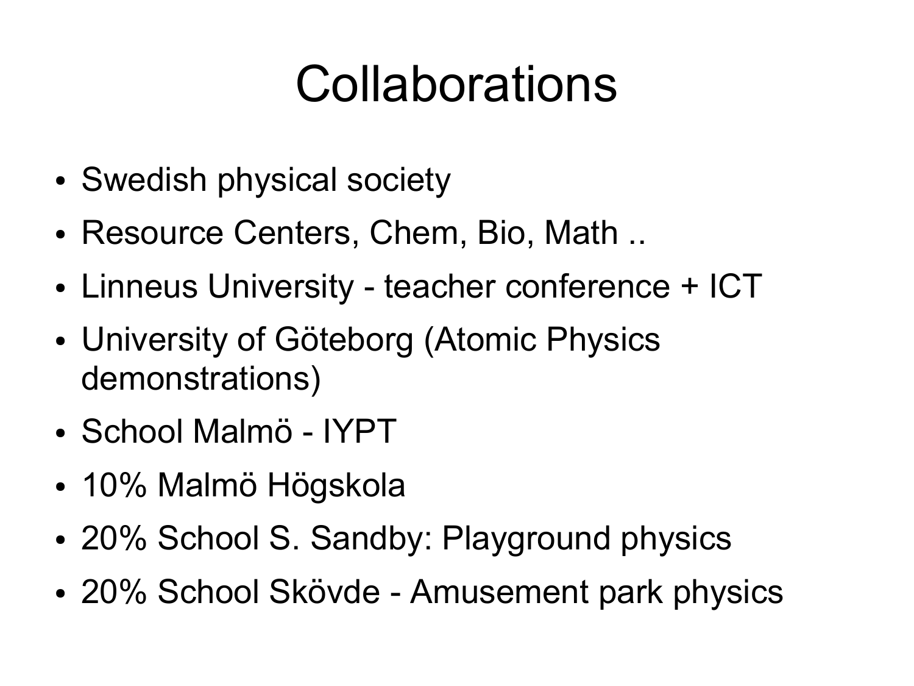# Collaborations

- Swedish physical society
- Resource Centers, Chem, Bio, Math ..
- Linneus University - teacher conference + ICT
- University of Göteborg (Atomic Physics demonstrations)
- School Malmö - IYPT
- 10% Malmö Högskola
- 20% School S. Sandby: Playground physics
- 20% School Skövde - Amusement park physics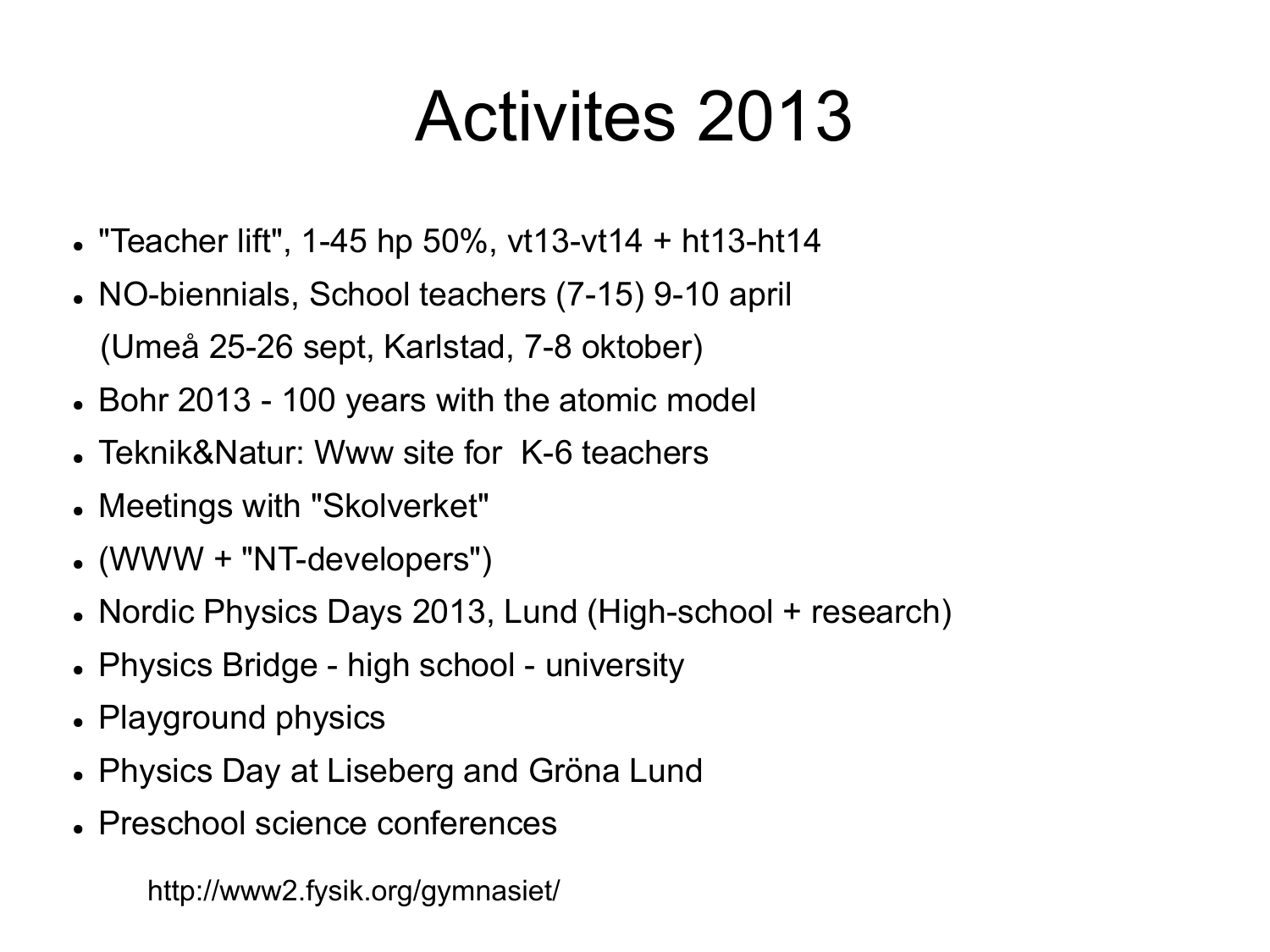# Activites 2013

- "Teacher lift", 1-45 hp 50%, vt13-vt14 + ht13-ht14
- NO-biennials, School teachers (7-15) 9-10 april
  (Umeå 25-26 sept, Karlstad, 7-8 oktober)
- Bohr 2013 - 100 years with the atomic model
- Teknik&Natur: Www site for K-6 teachers
- Meetings with "Skolverket"
- (WWW + "NT-developers")
- Nordic Physics Days 2013, Lund (High-school + research)
- Physics Bridge - high school - university
- Playground physics
- Physics Day at Liseberg and Gröna Lund
- Preschool science conferences

http://www2.fysik.org/gymnasiet/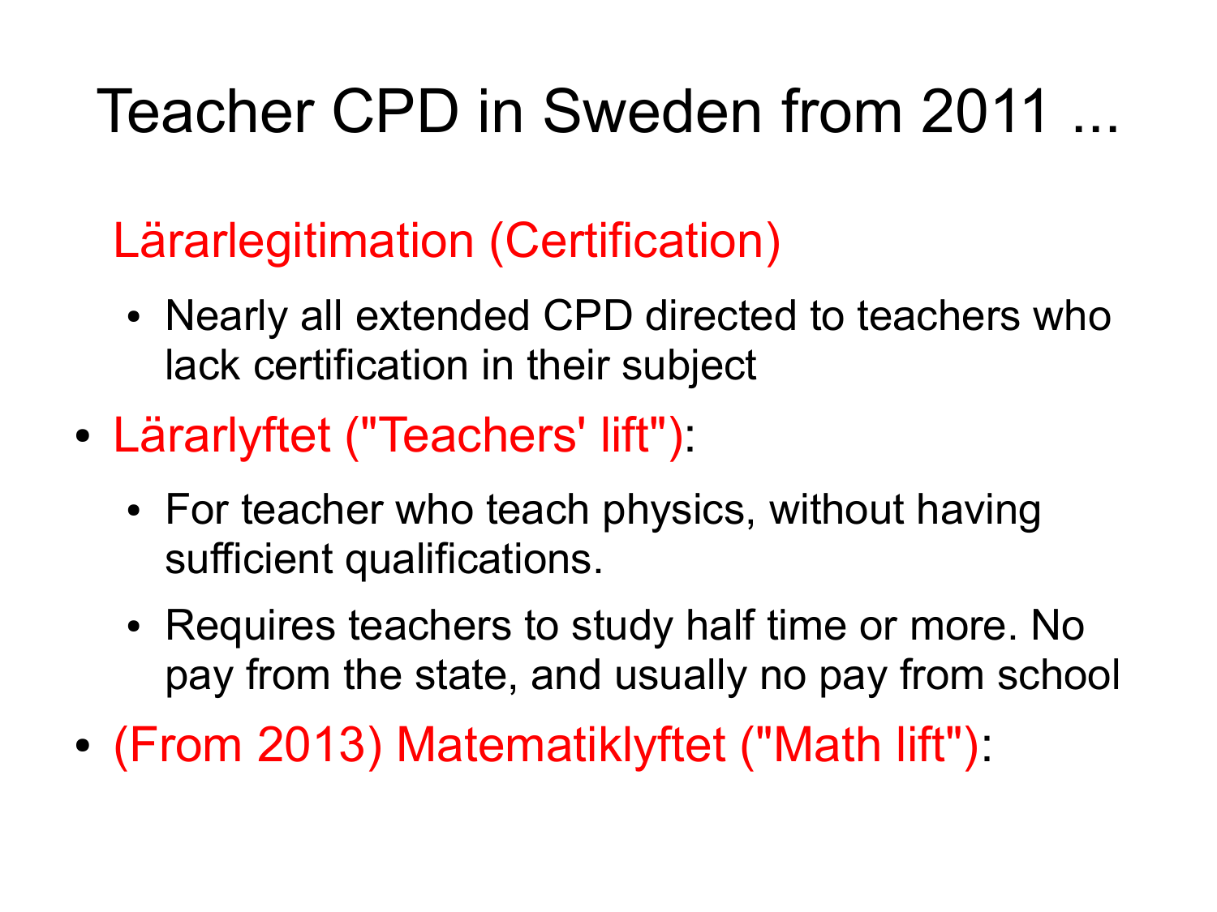# Teacher CPD in Sweden from 2011 ...

Lärarlegitimation (Certification)

- Nearly all extended CPD directed to teachers who lack certification in their subject

- Lärarlyftet ("Teachers' lift"):
  - For teacher who teach physics, without having sufficient qualifications.
  - Requires teachers to study half time or more. No pay from the state, and usually no pay from school
- (From 2013) Matematiklyftet ("Math lift"):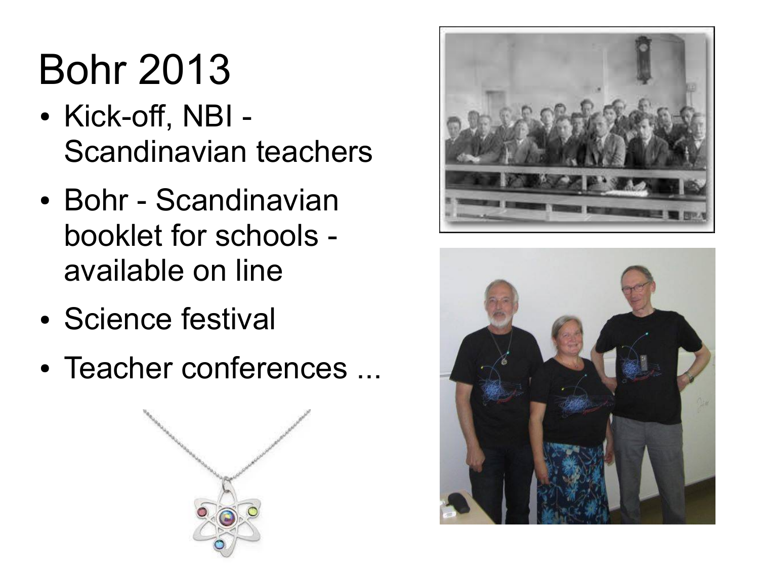# Bohr 2013

- Kick-off, NBI - Scandinavian teachers
- Bohr - Scandinavian booklet for schools - available on line
- Science festival
- Teacher conferences ...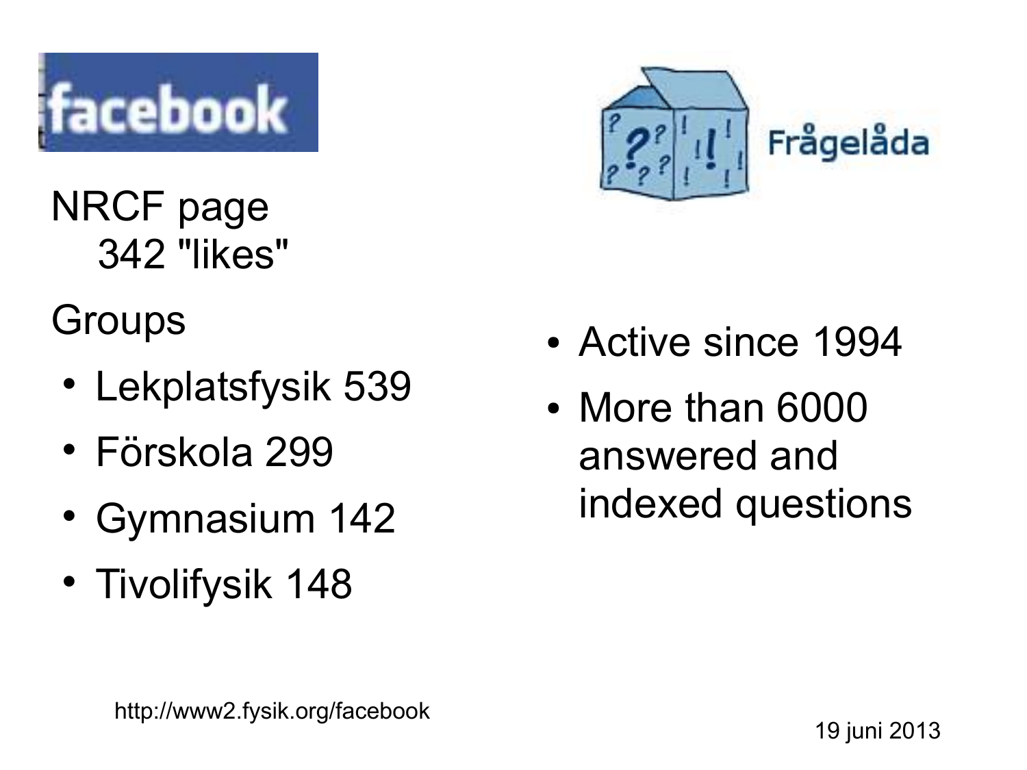facebook

NRCF page
342 "likes"

Groups

- Lekplatsfysik 539
- Förskola 299
- Gymnasium 142
- Tivolifysik 148

http://www2.fysik.org/facebook

Frågelåda

- Active since 1994
- More than 6000 answered and indexed questions

19 juni 2013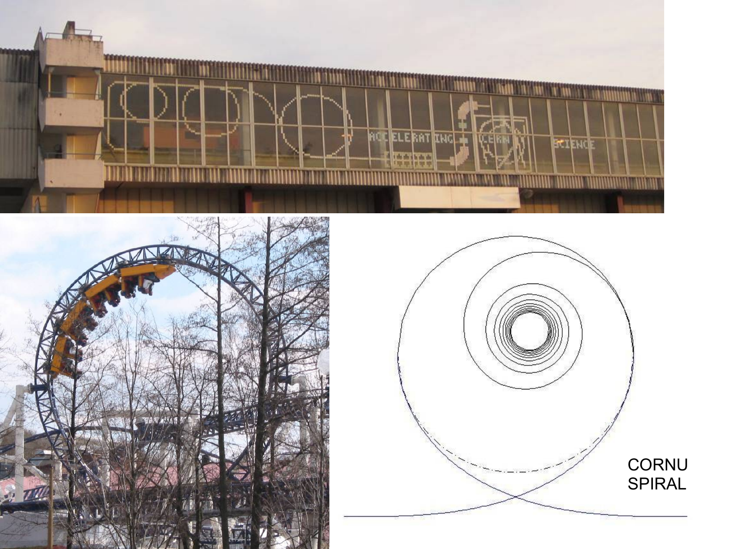CORNU SPIRAL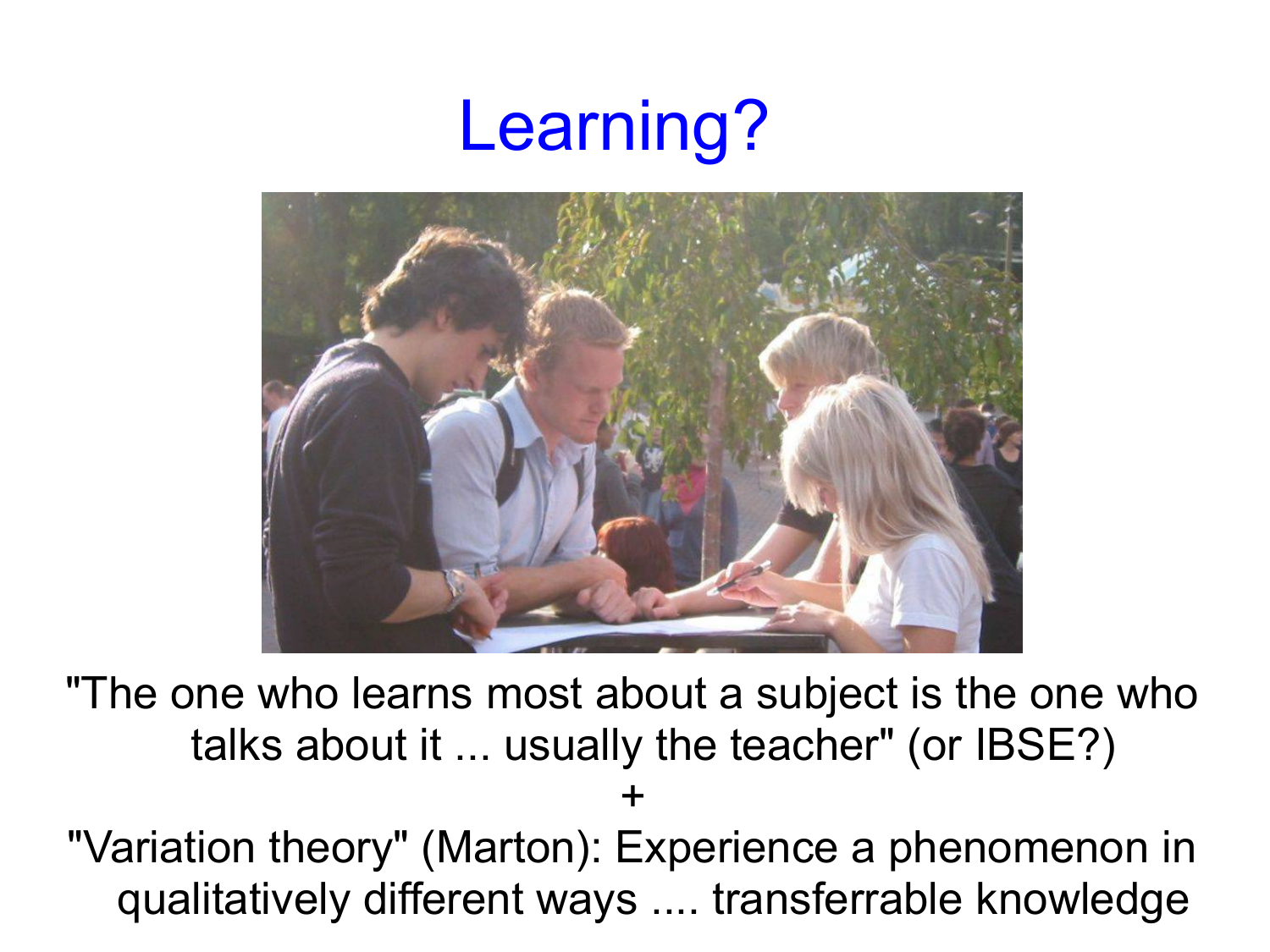# Learning?

"The one who learns most about a subject is the one who talks about it ... usually the teacher" (or IBSE?)

+

"Variation theory" (Marton): Experience a phenomenon in qualitatively different ways .... transferrable knowledge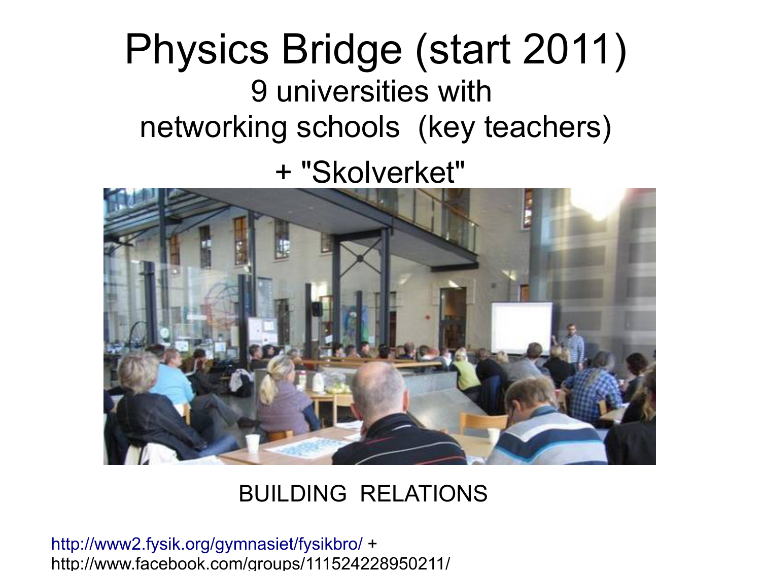# Physics Bridge (start 2011)

9 universities with
networking schools (key teachers)

+ "Skolverket"

BUILDING RELATIONS

http://www2.fysik.org/gymnasiet/fysikbro/ +
http://www.facebook.com/groups/111524228950211/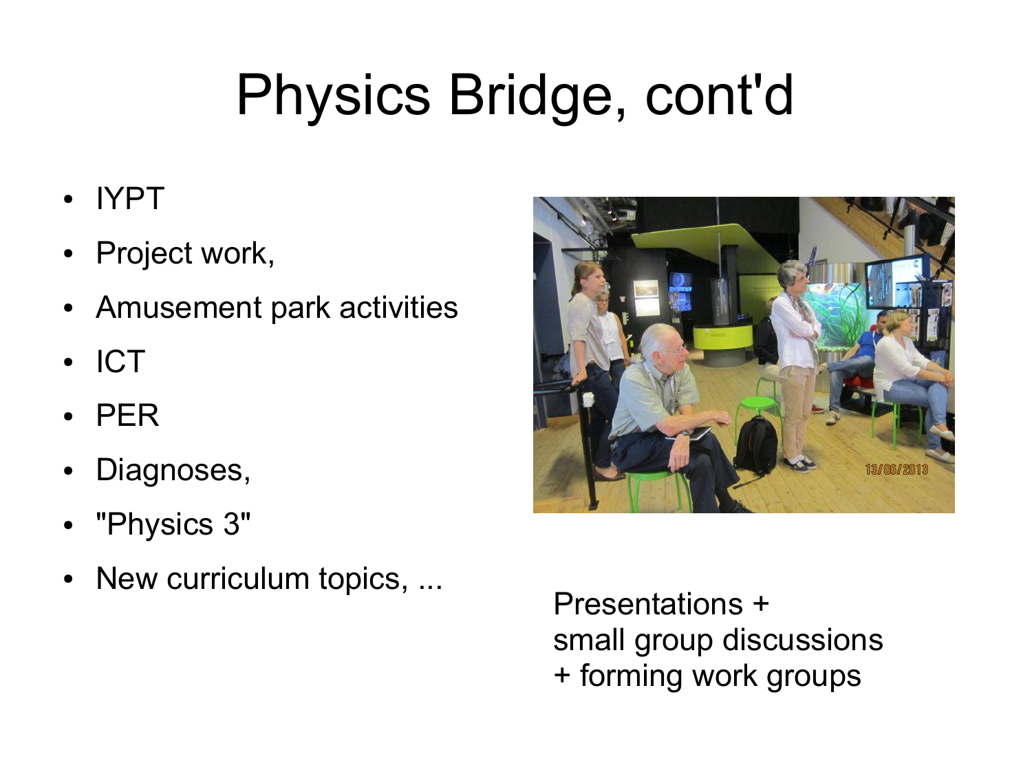# Physics Bridge, cont'd

- IYPT
- Project work,
- Amusement park activities
- ICT
- PER
- Diagnoses,
- "Physics 3"
- New curriculum topics, ...

Presentations +
small group discussions
+ forming work groups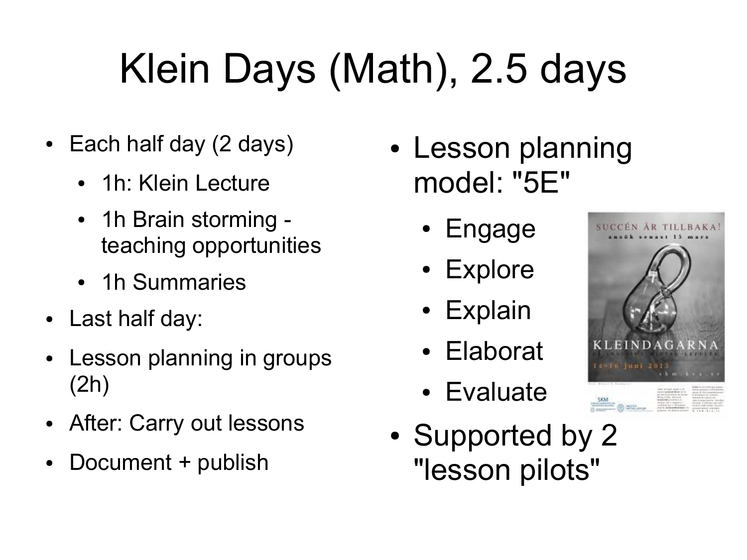# Klein Days (Math), 2.5 days

- Each half day (2 days)
  - 1h: Klein Lecture
  - 1h Brain storming - teaching opportunities
  - 1h Summaries
- Last half day:
- Lesson planning in groups (2h)
- After: Carry out lessons
- Document + publish

- Lesson planning model: "5E"
  - Engage
  - Explore
  - Explain
  - Elaborat
  - Evaluate
- Supported by 2 "lesson pilots"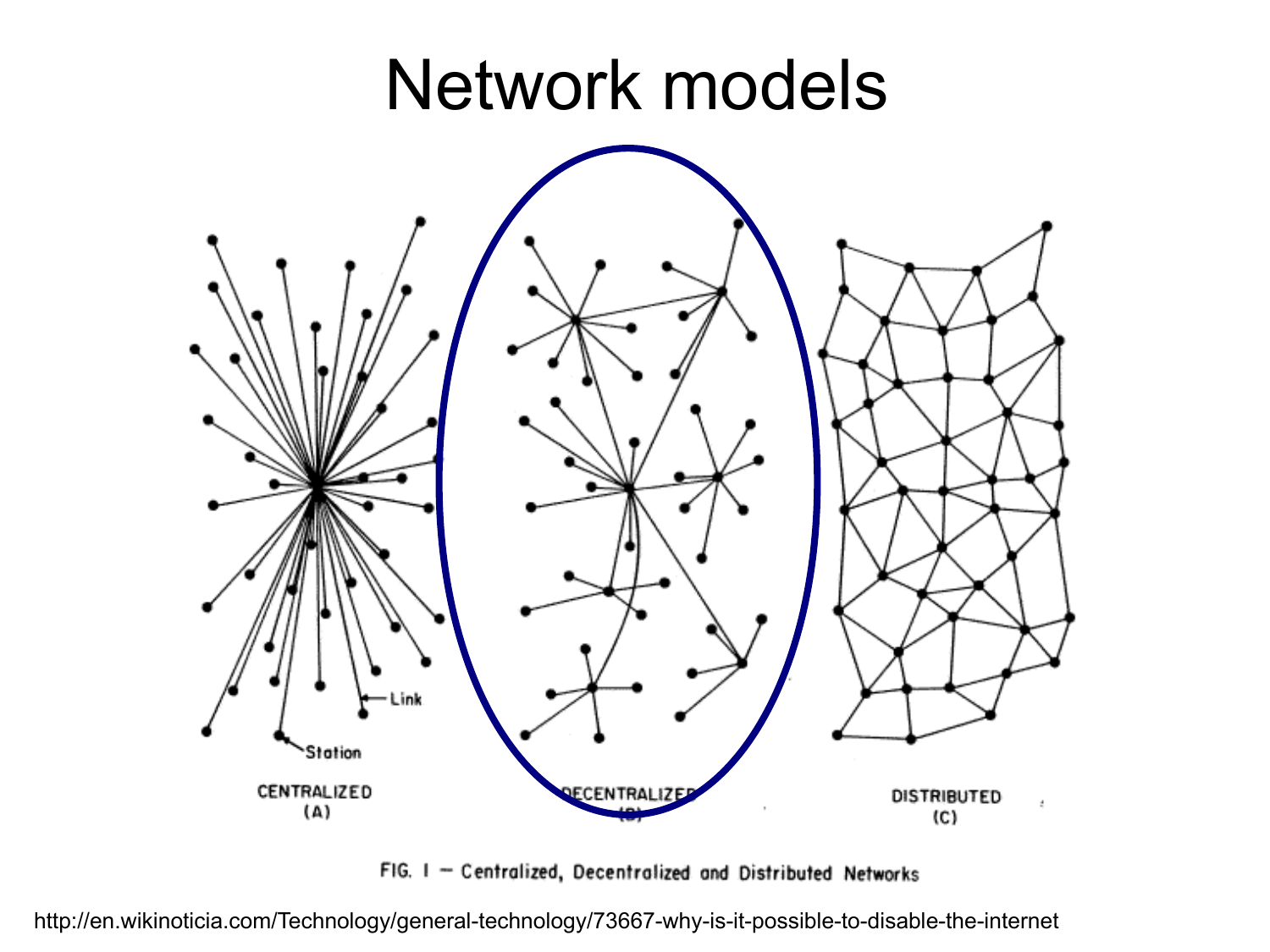# Network models

CENTRALIZED (A)

DECENTRALIZED (B)

DISTRIBUTED (C)

FIG. 1 — Centralized, Decentralized and Distributed Networks

http://en.wikinoticia.com/Technology/general-technology/73667-why-is-it-possible-to-disable-the-internet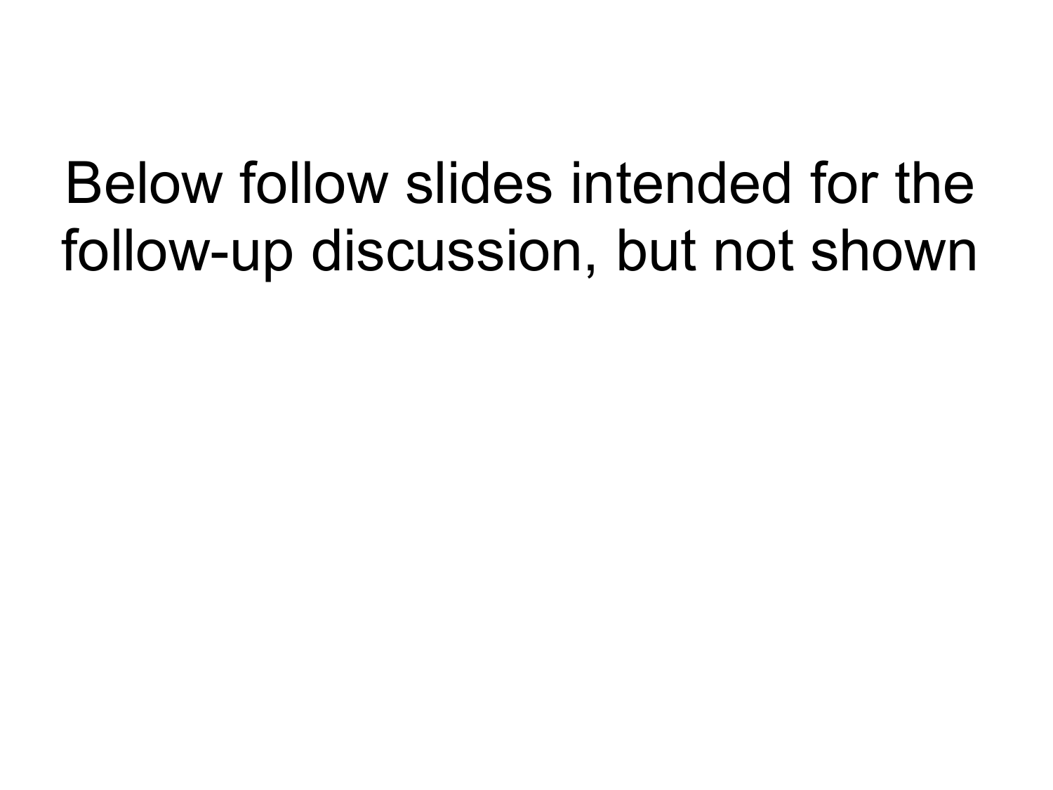Below follow slides intended for the follow-up discussion, but not shown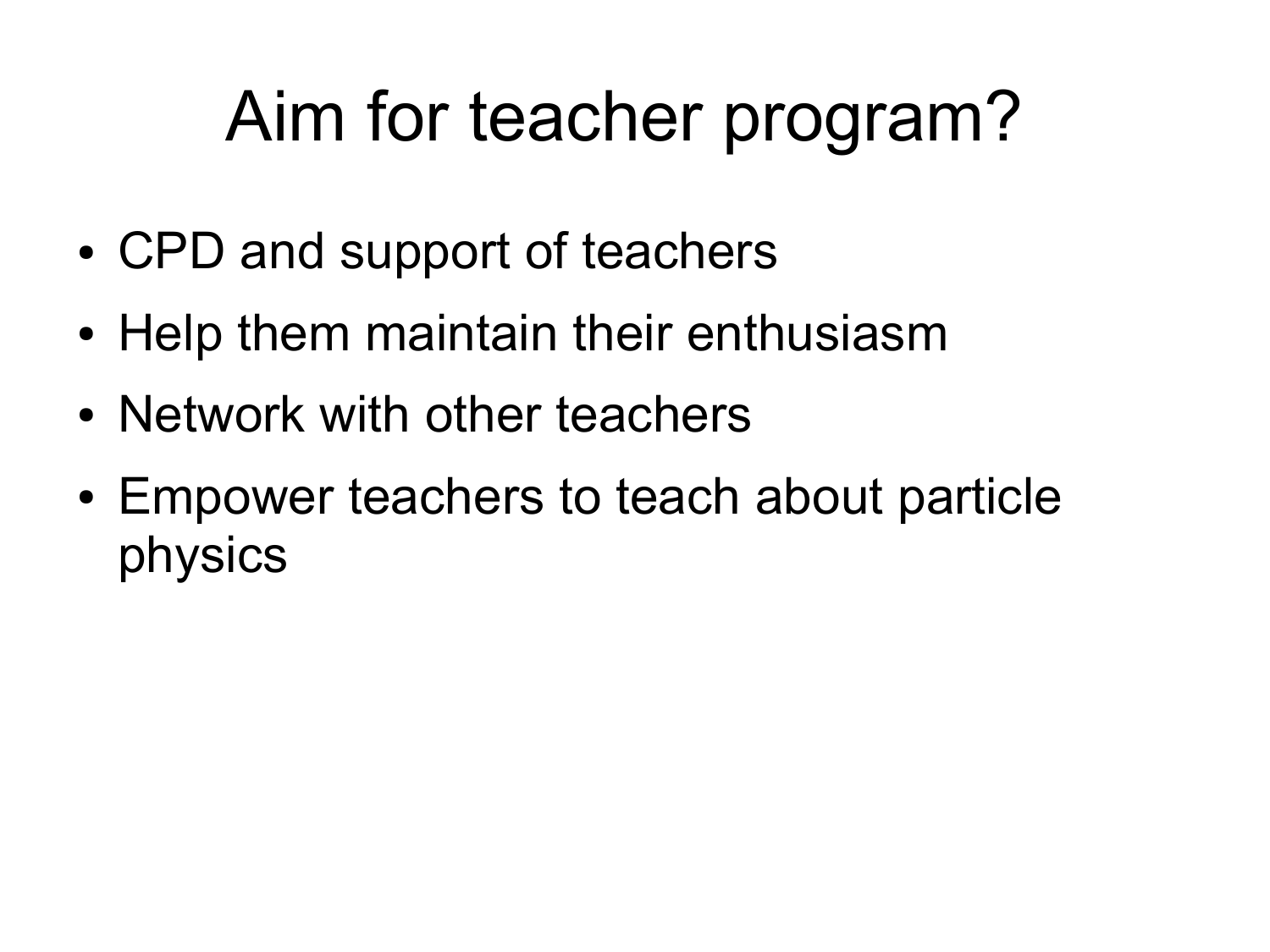# Aim for teacher program?

- CPD and support of teachers
- Help them maintain their enthusiasm
- Network with other teachers
- Empower teachers to teach about particle physics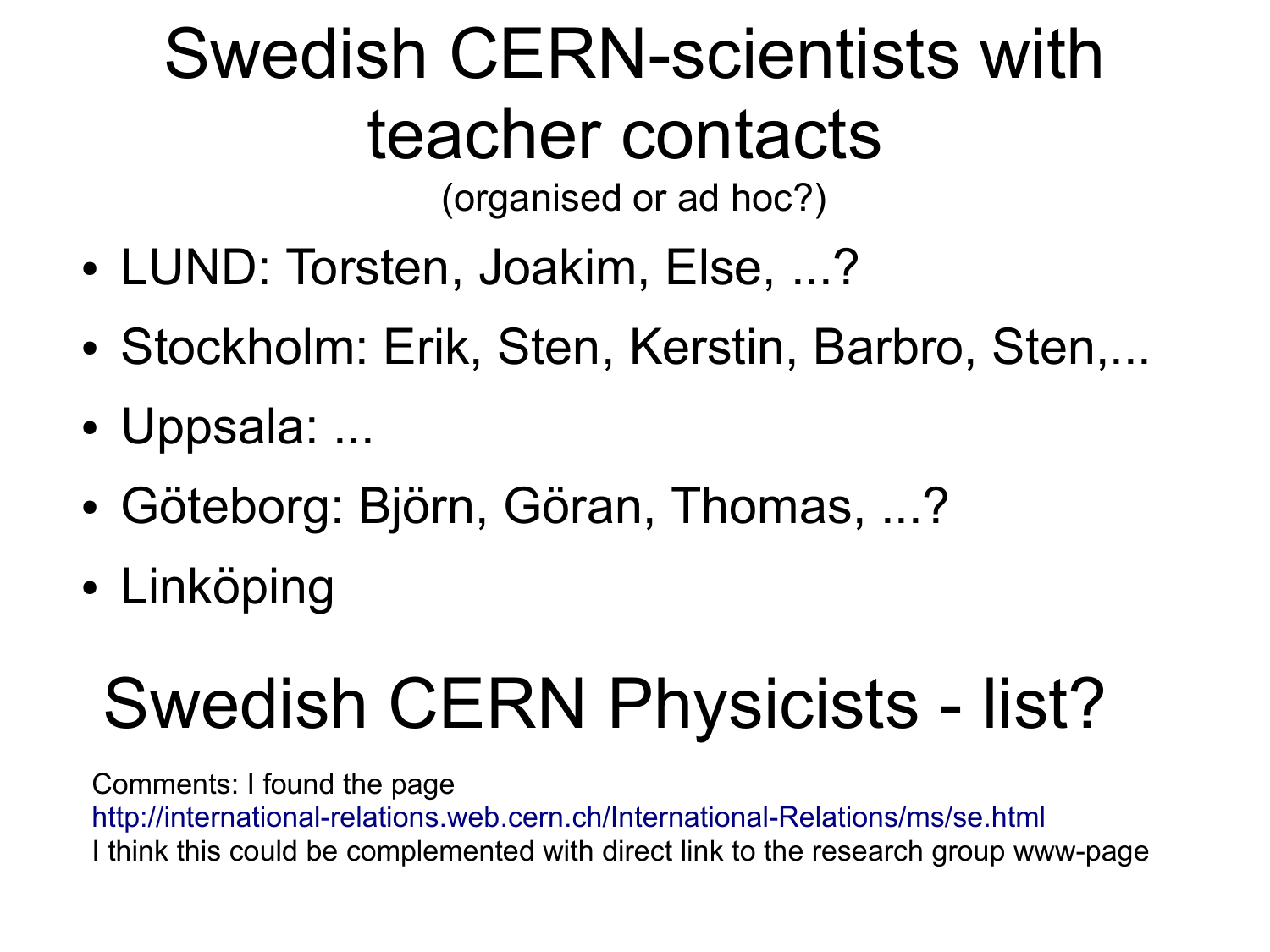# Swedish CERN-scientists with teacher contacts

(organised or ad hoc?)

- LUND: Torsten, Joakim, Else, ...?
- Stockholm: Erik, Sten, Kerstin, Barbro, Sten,...
- Uppsala: ...
- Göteborg: Björn, Göran, Thomas, ...?
- Linköping

# Swedish CERN Physicists - list?

Comments: I found the page
http://international-relations.web.cern.ch/International-Relations/ms/se.html
I think this could be complemented with direct link to the research group www-page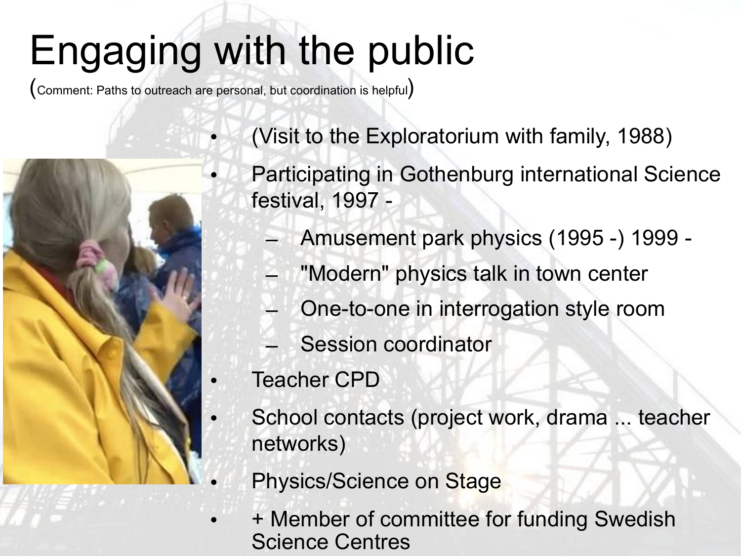# Engaging with the public

(Comment: Paths to outreach are personal, but coordination is helpful)

- (Visit to the Exploratorium with family, 1988)
- Participating in Gothenburg international Science festival, 1997 -
  - Amusement park physics (1995 -) 1999 -
  - "Modern" physics talk in town center
  - One-to-one in interrogation style room
  - Session coordinator
- Teacher CPD
- School contacts (project work, drama ... teacher networks)
- Physics/Science on Stage
- + Member of committee for funding Swedish Science Centres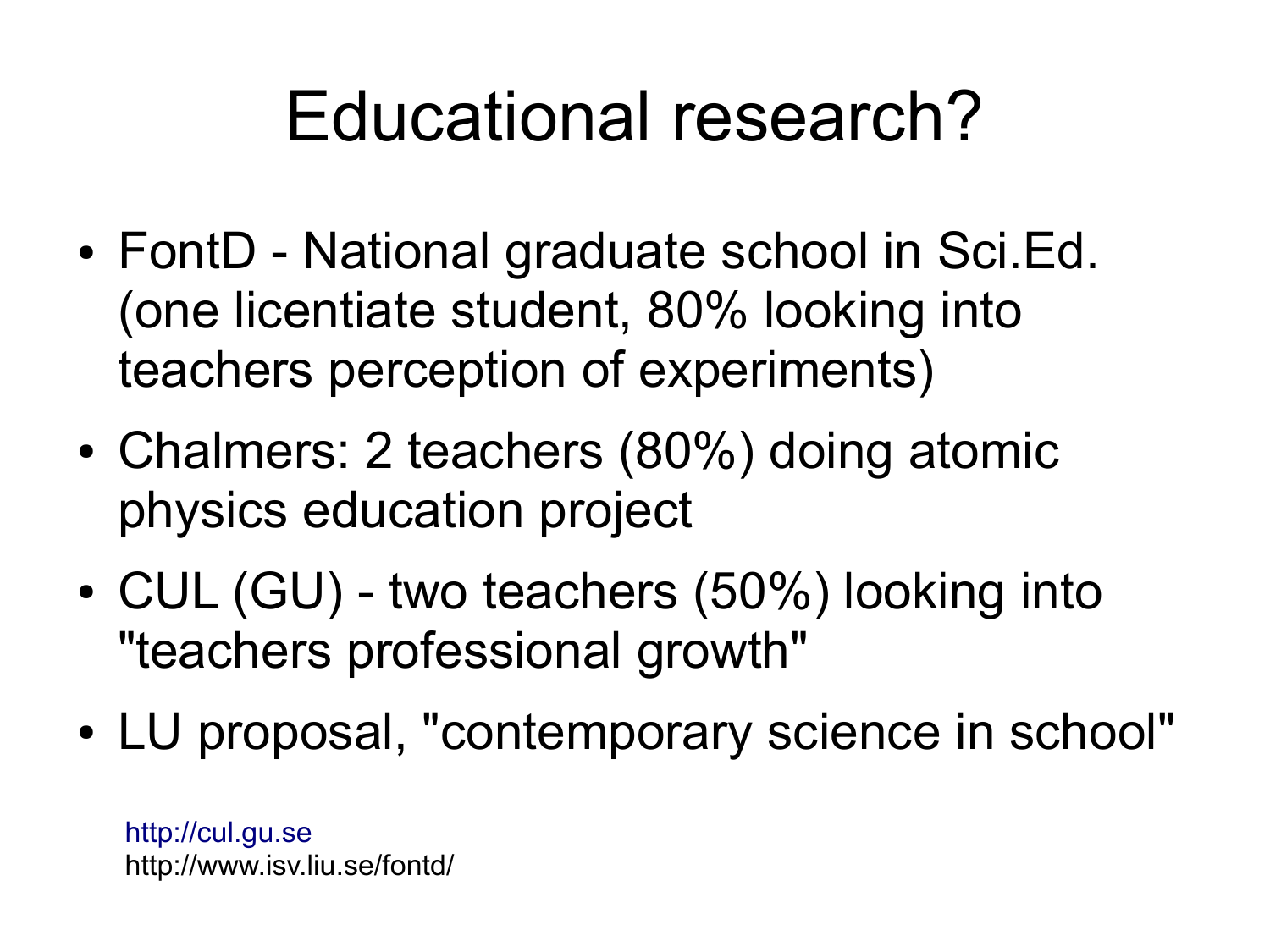# Educational research?

- FontD - National graduate school in Sci.Ed. (one licentiate student, 80% looking into teachers perception of experiments)
- Chalmers: 2 teachers (80%) doing atomic physics education project
- CUL (GU) - two teachers (50%) looking into "teachers professional growth"
- LU proposal, "contemporary science in school"

http://cul.gu.se
http://www.isv.liu.se/fontd/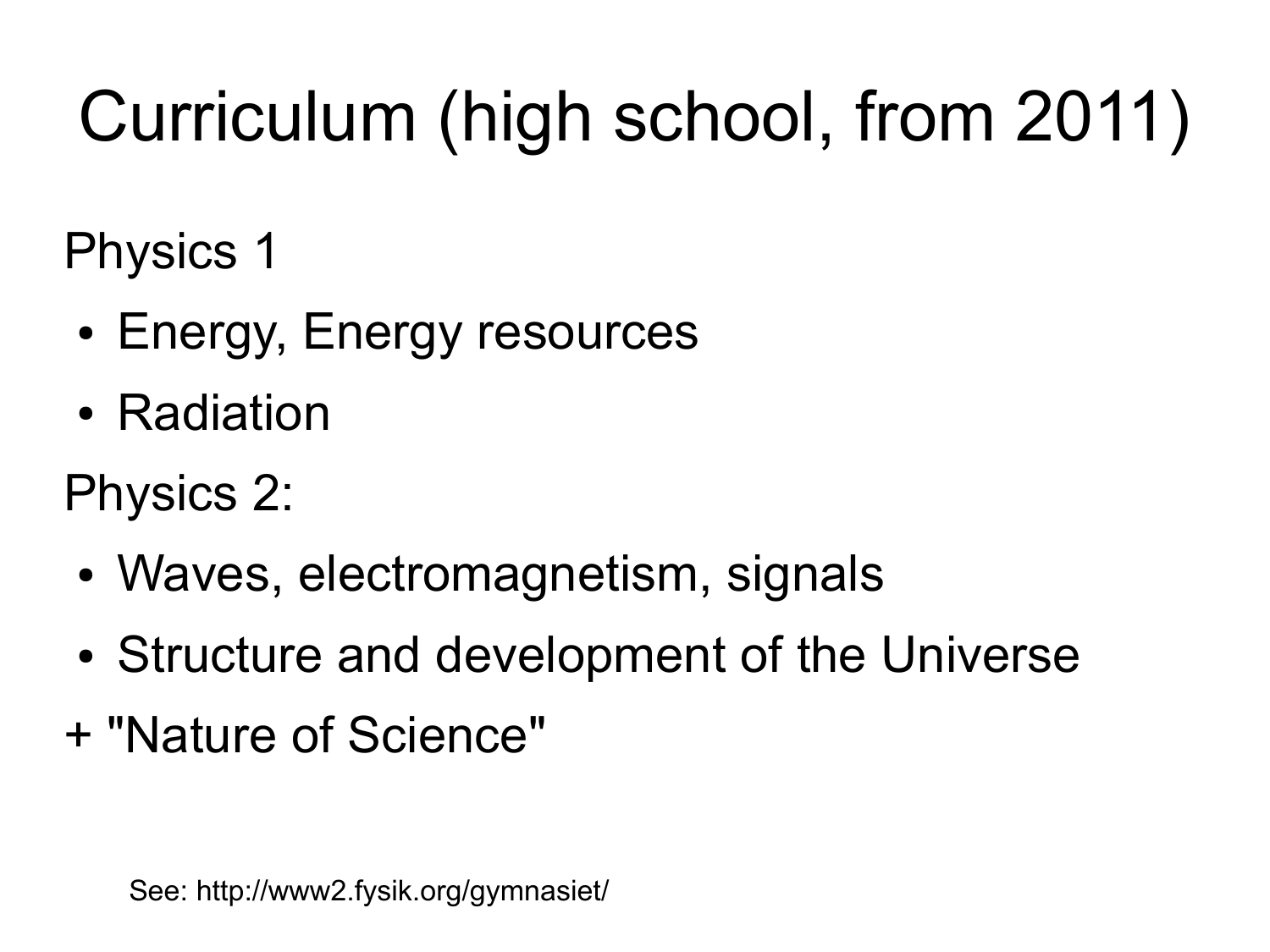# Curriculum (high school, from 2011)

Physics 1

- Energy, Energy resources
- Radiation

Physics 2:

- Waves, electromagnetism, signals
- Structure and development of the Universe

+ "Nature of Science"

See: http://www2.fysik.org/gymnasiet/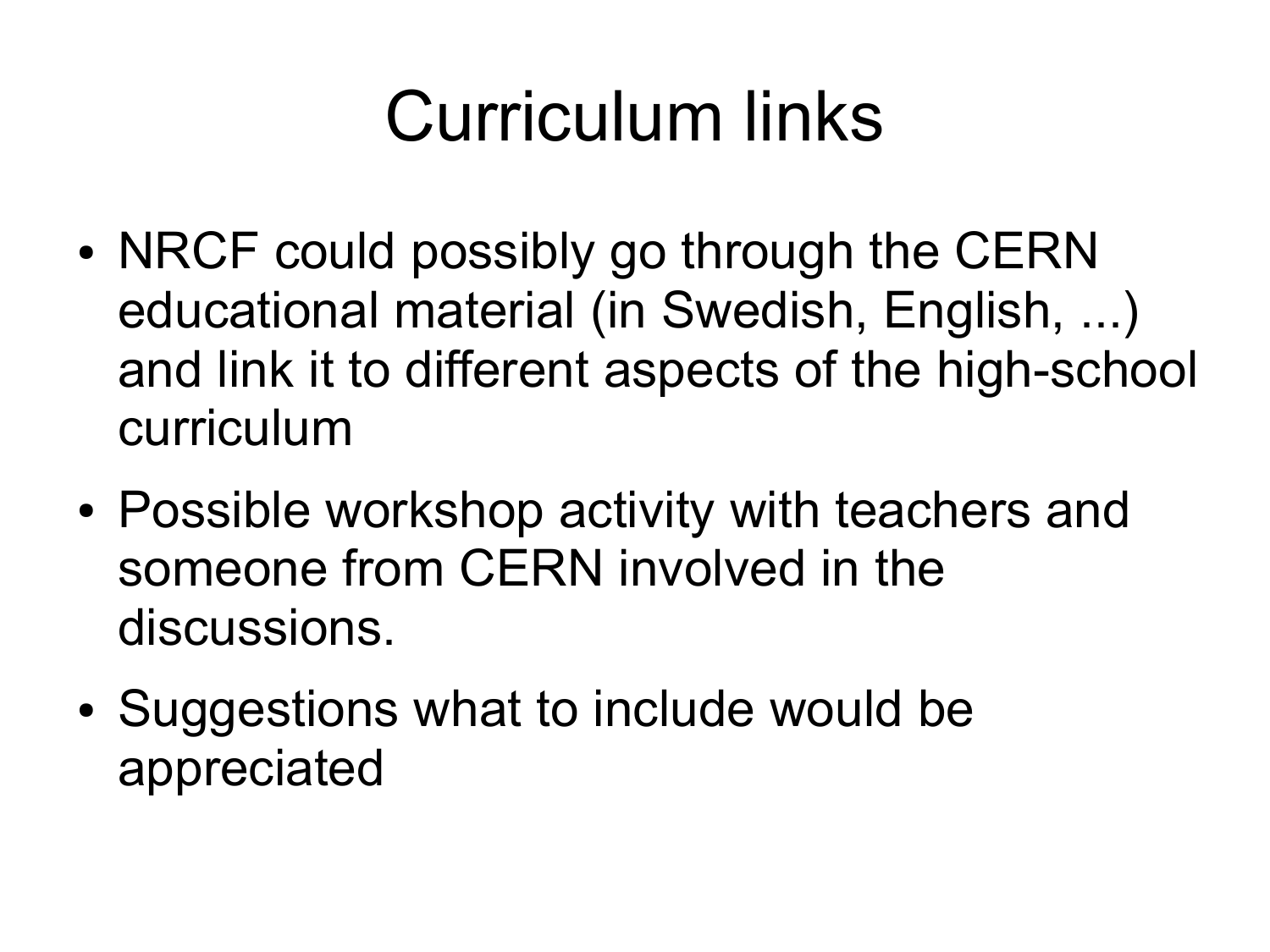# Curriculum links

- NRCF could possibly go through the CERN educational material (in Swedish, English, ...) and link it to different aspects of the high-school curriculum
- Possible workshop activity with teachers and someone from CERN involved in the discussions.
- Suggestions what to include would be appreciated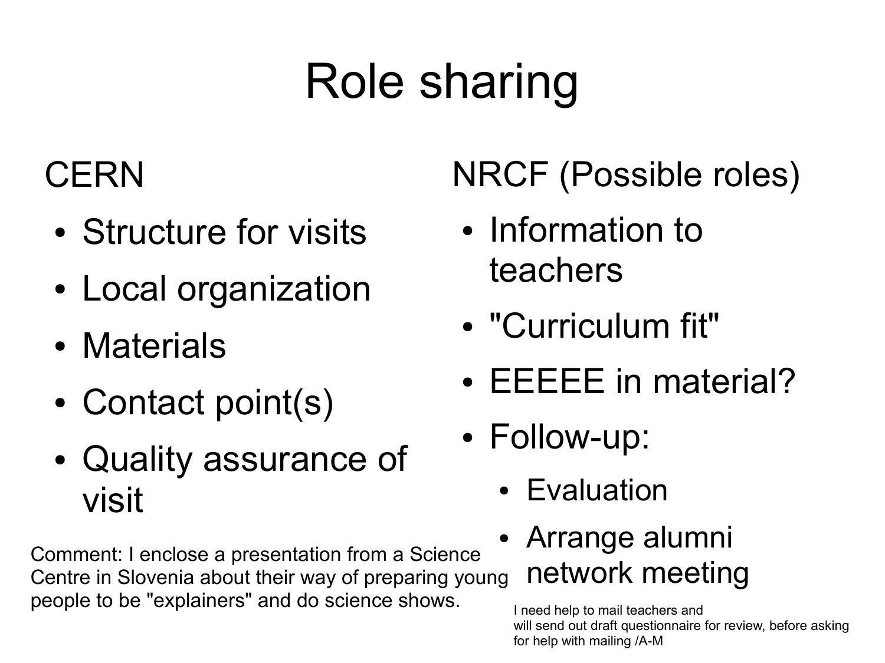# Role sharing

## CERN

- Structure for visits
- Local organization
- Materials
- Contact point(s)
- Quality assurance of visit

## NRCF (Possible roles)

- Information to teachers
- "Curriculum fit"
- EEEEE in material?
- Follow-up:
  - Evaluation
  - Arrange alumni network meeting

Comment: I enclose a presentation from a Science Centre in Slovenia about their way of preparing young people to be "explainers" and do science shows.

I need help to mail teachers and
will send out draft questionnaire for review, before asking for help with mailing /A-M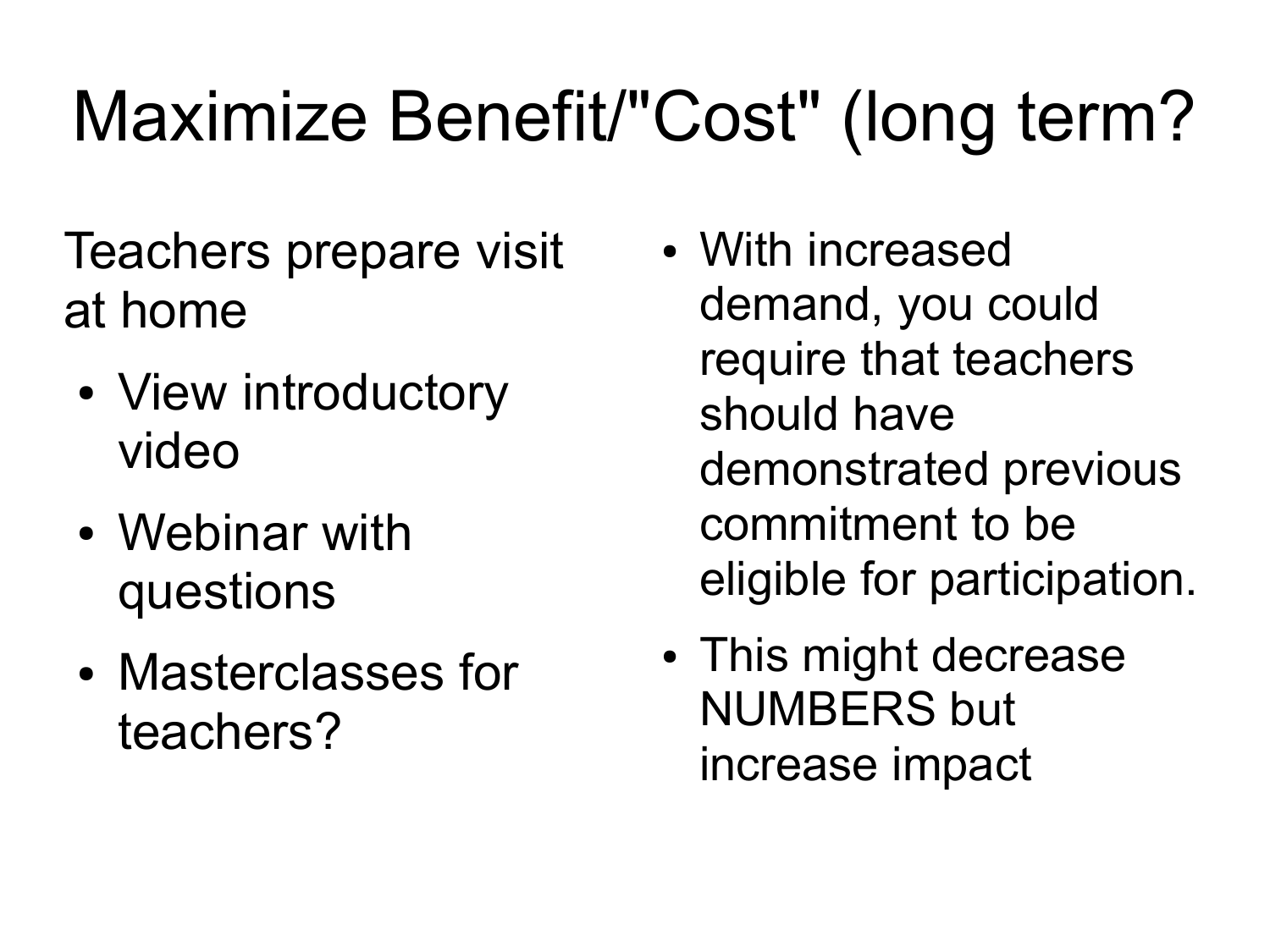# Maximize Benefit/"Cost" (long term?

Teachers prepare visit at home

- View introductory video
- Webinar with questions
- Masterclasses for teachers?

- With increased demand, you could require that teachers should have demonstrated previous commitment to be eligible for participation.
- This might decrease NUMBERS but increase impact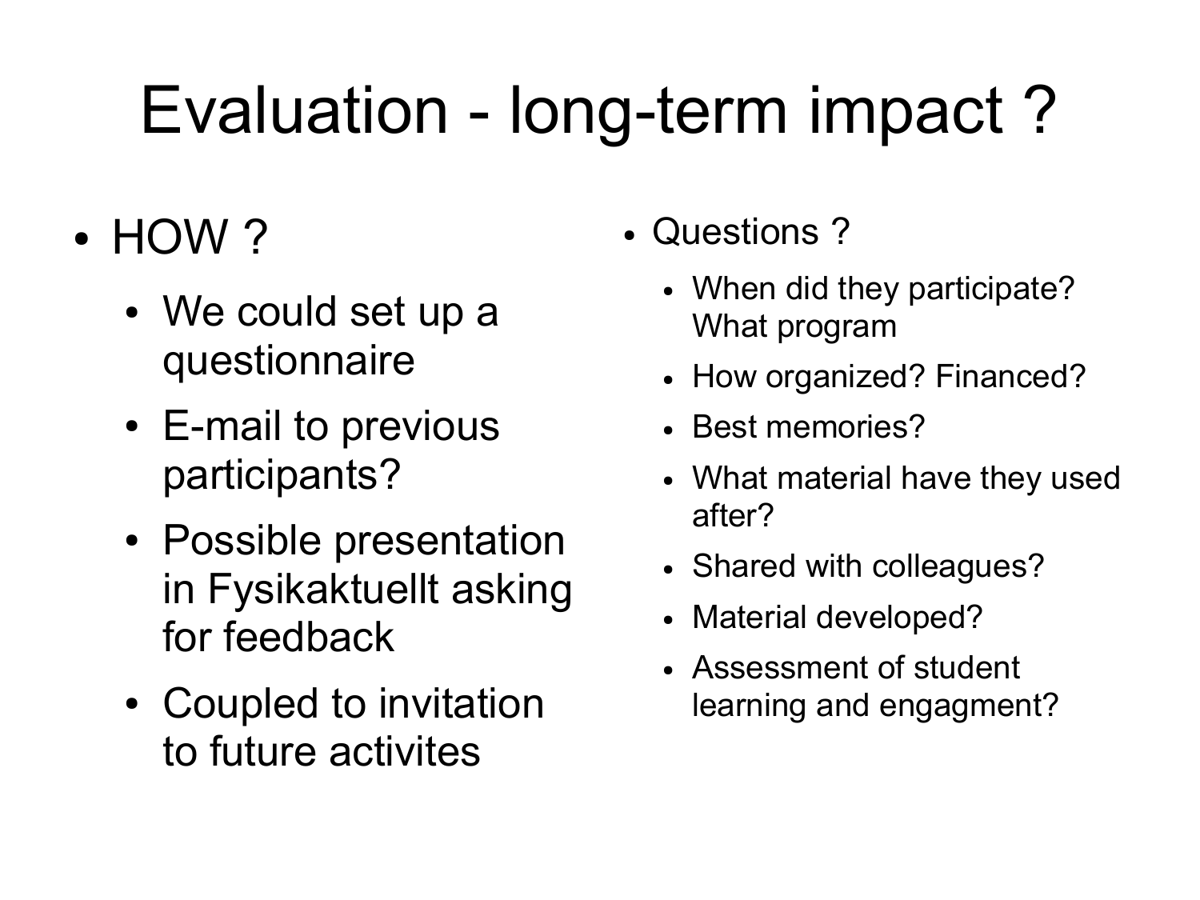# Evaluation - long-term impact ?

- HOW ?
  - We could set up a questionnaire
  - E-mail to previous participants?
  - Possible presentation in Fysikaktuellt asking for feedback
  - Coupled to invitation to future activites

- Questions ?
  - When did they participate? What program
  - How organized? Financed?
  - Best memories?
  - What material have they used after?
  - Shared with colleagues?
  - Material developed?
  - Assessment of student learning and engagment?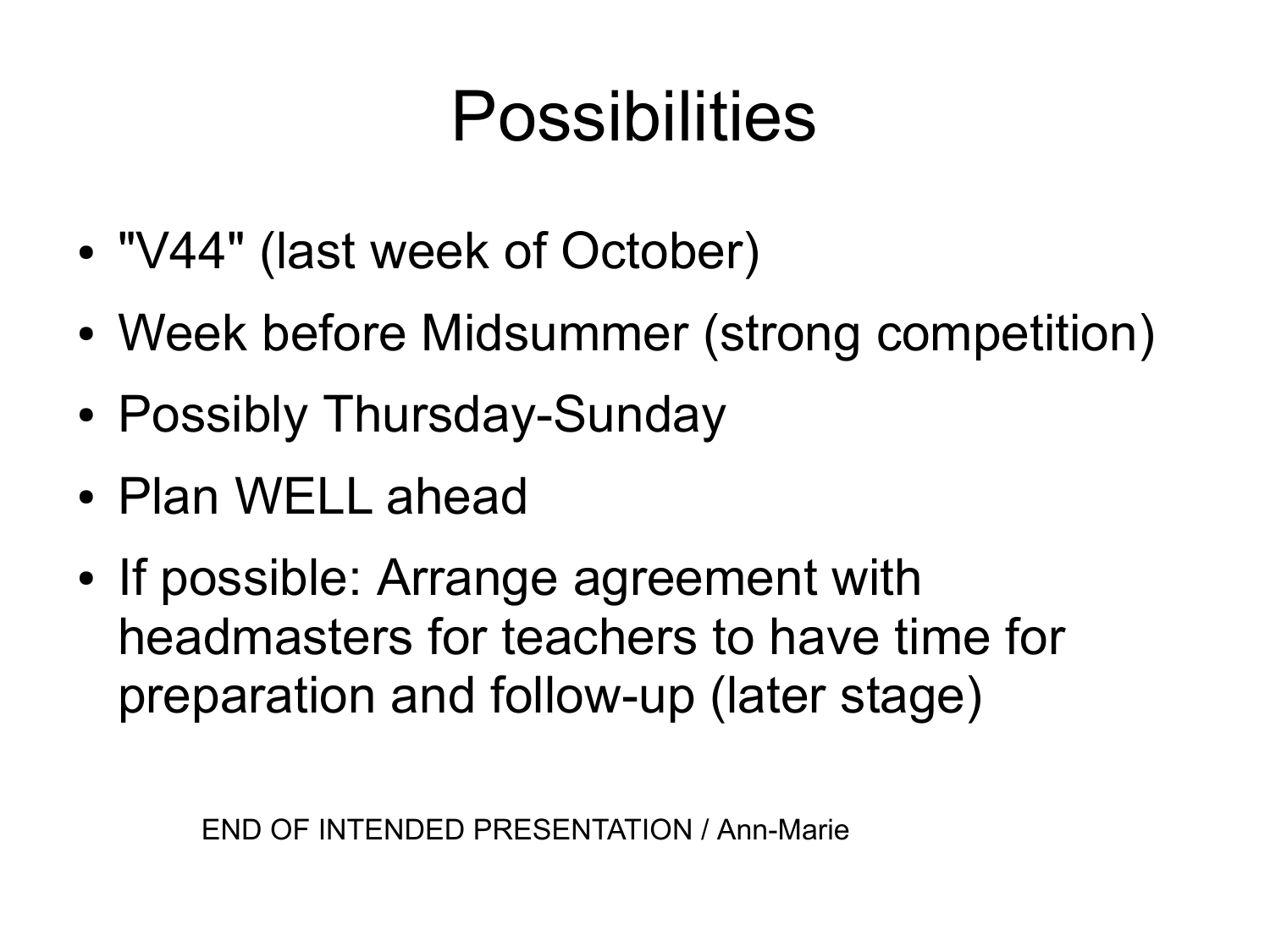# Possibilities

- "V44" (last week of October)
- Week before Midsummer (strong competition)
- Possibly Thursday-Sunday
- Plan WELL ahead
- If possible: Arrange agreement with headmasters for teachers to have time for preparation and follow-up (later stage)

END OF INTENDED PRESENTATION / Ann-Marie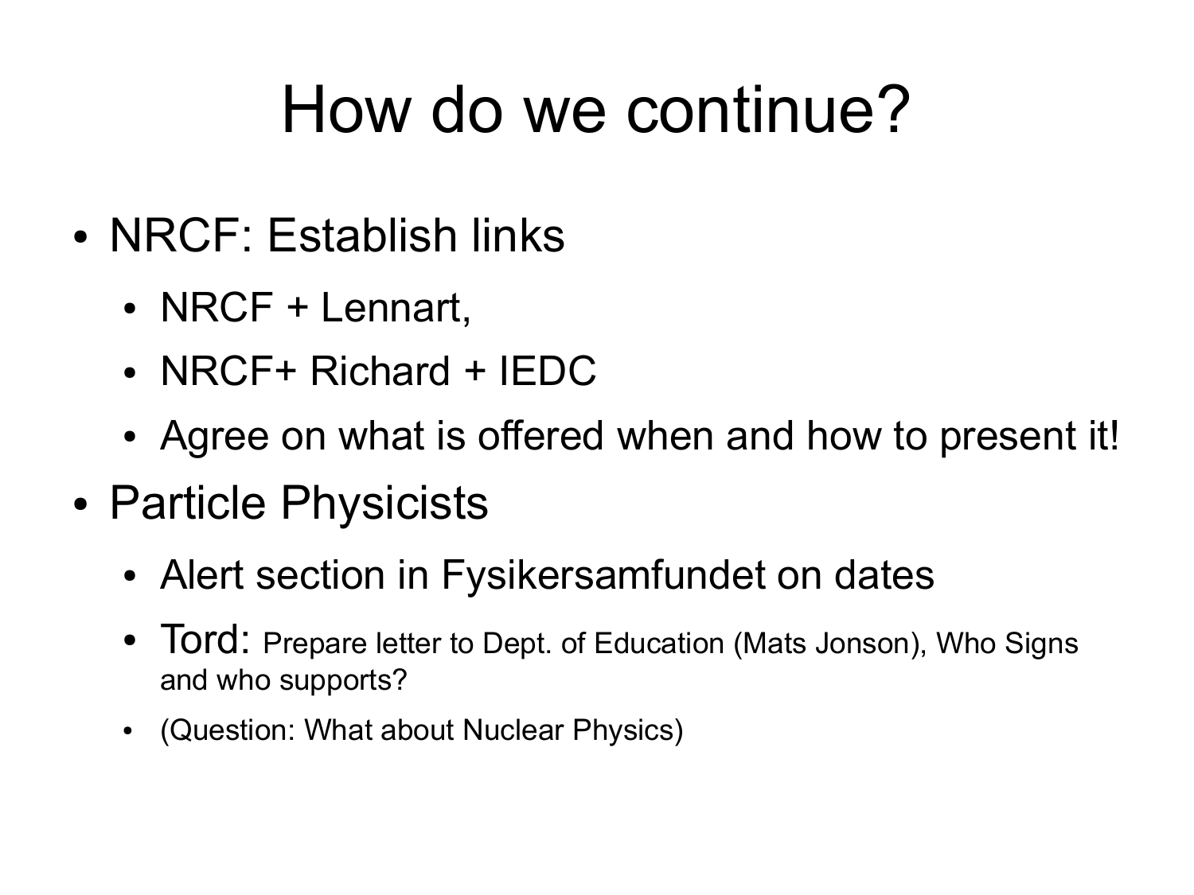# How do we continue?

- NRCF: Establish links
  - NRCF + Lennart,
  - NRCF+ Richard + IEDC
  - Agree on what is offered when and how to present it!
- Particle Physicists
  - Alert section in Fysikersamfundet on dates
  - Tord: Prepare letter to Dept. of Education (Mats Jonson), Who Signs and who supports?
  - (Question: What about Nuclear Physics)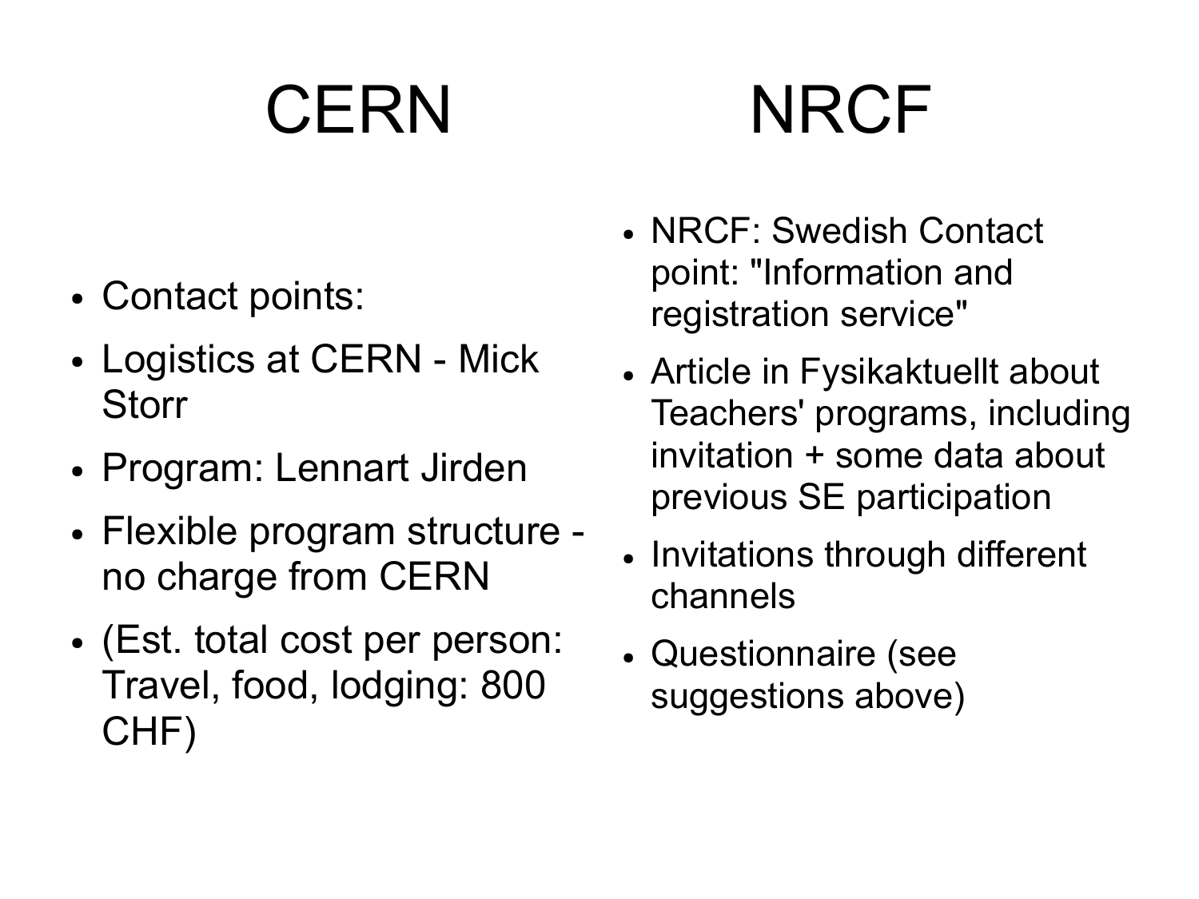## CERN

- Contact points:
- Logistics at CERN - Mick Storr
- Program: Lennart Jirden
- Flexible program structure - no charge from CERN
- (Est. total cost per person: Travel, food, lodging: 800 CHF)

## NRCF

- NRCF: Swedish Contact point: "Information and registration service"
- Article in Fysikaktuellt about Teachers' programs, including invitation + some data about previous SE participation
- Invitations through different channels
- Questionnaire (see suggestions above)